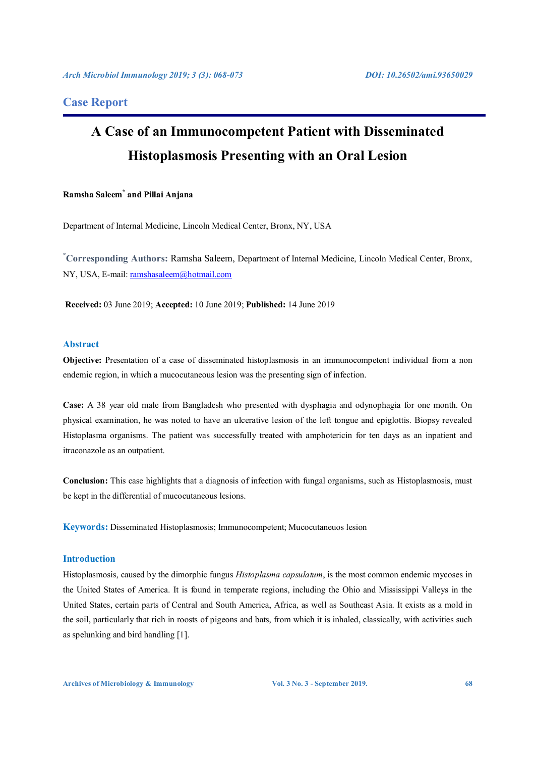## Case Report

# A Case of an Immunocompetent Patient with Disseminated Histoplasmosis Presenting with an Oral Lesion

**Ramsha Saleem\* and Pillai Anjana**

Department of Internal Medicine, Lincoln Medical Center, Bronx, NY, USA

\***Corresponding Authors:** Ramsha Saleem, Department of Internal Medicine, Lincoln Medical Center, Bronx, NY, USA, E-mail: ramshasaleem@hotmail.com

**Received:** 03 June 2019; **Accepted:** 10 June 2019; **Published:** 14 June 2019

## Abstract

**Objective:** Presentation of a case of disseminated histoplasmosis in an immunocompetent individual from a non endemic region, in which a mucocutaneous lesion was the presenting sign of infection.

**Case:** A 38 year old male from Bangladesh who presented with dysphagia and odynophagia for one month. On physical examination, he was noted to have an ulcerative lesion of the left tongue and epiglottis. Biopsy revealed Histoplasma organisms. The patient was successfully treated with amphotericin for ten days as an inpatient and itraconazole as an outpatient.

**Conclusion:** This case highlights that a diagnosis of infection with fungal organisms, such as Histoplasmosis, must be kept in the differential of mucocutaneous lesions.

**Keywords:** Disseminated Histoplasmosis; Immunocompetent; Mucocutaneuos lesion

## Introduction

Histoplasmosis, caused by the dimorphic fungus *Histoplasma capsulatum*, is the most common endemic mycoses in the United States of America. It is found in temperate regions, including the Ohio and Mississippi Valleys in the United States, certain parts of Central and South America, Africa, as well as Southeast Asia. It exists as a mold in the soil, particularly that rich in roosts of pigeons and bats, from which it is inhaled, classically, with activities such as spelunking and bird handling [1].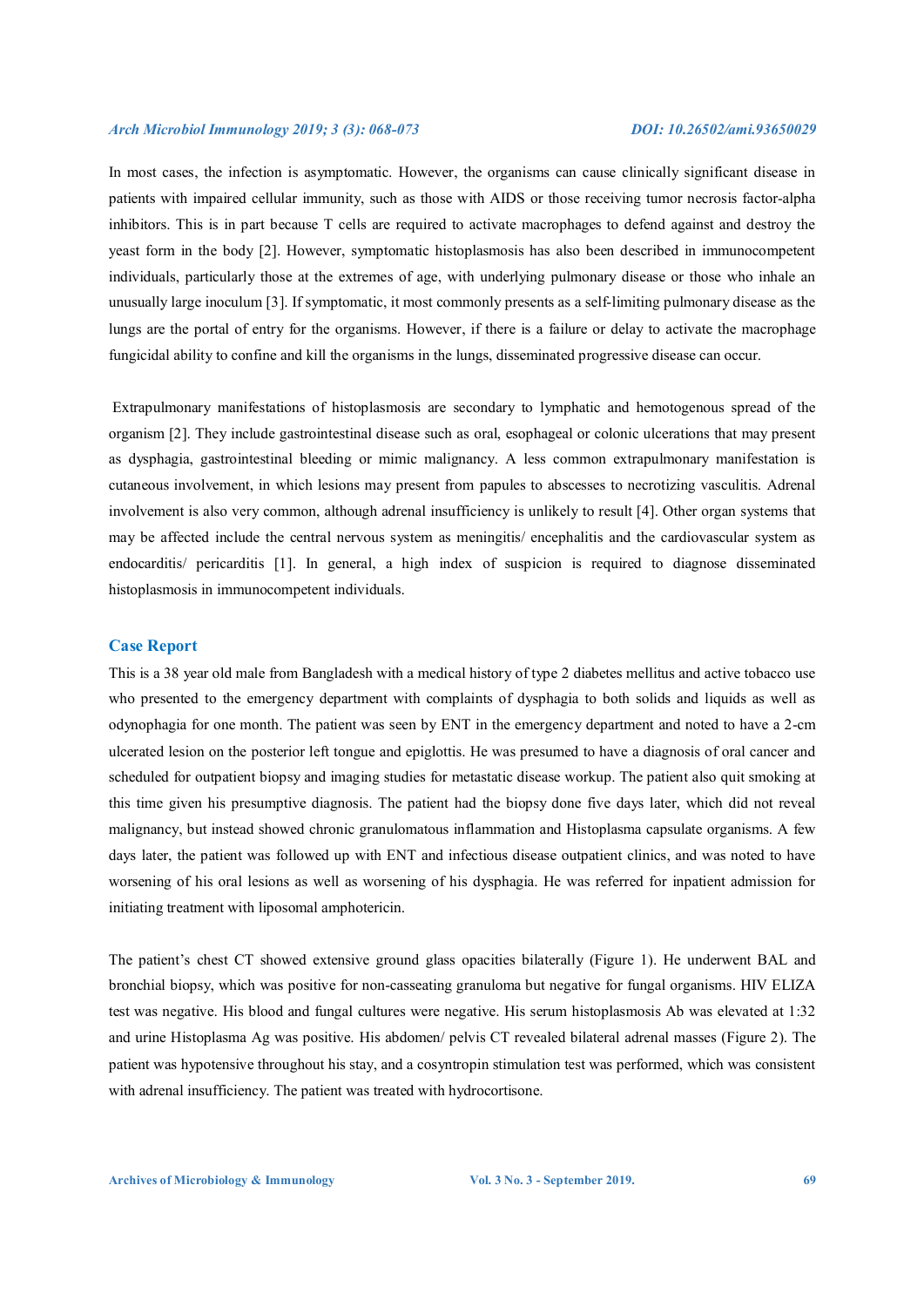In most cases, the infection is asymptomatic. However, the organisms can cause clinically significant disease in patients with impaired cellular immunity, such as those with AIDS or those receiving tumor necrosis factor-alpha inhibitors. This is in part because T cells are required to activate macrophages to defend against and destroy the yeast form in the body [2]. However, symptomatic histoplasmosis has also been described in immunocompetent individuals, particularly those at the extremes of age, with underlying pulmonary disease or those who inhale an unusually large inoculum [3]. If symptomatic, it most commonly presents as a self-limiting pulmonary disease as the lungs are the portal of entry for the organisms. However, if there is a failure or delay to activate the macrophage fungicidal ability to confine and kill the organisms in the lungs, disseminated progressive disease can occur.

Extrapulmonary manifestations of histoplasmosis are secondary to lymphatic and hemotogenous spread of the organism [2]. They include gastrointestinal disease such as oral, esophageal or colonic ulcerations that may present as dysphagia, gastrointestinal bleeding or mimic malignancy. A less common extrapulmonary manifestation is cutaneous involvement, in which lesions may present from papules to abscesses to necrotizing vasculitis. Adrenal involvement is also very common, although adrenal insufficiency is unlikely to result [4]. Other organ systems that may be affected include the central nervous system as meningitis/ encephalitis and the cardiovascular system as endocarditis/ pericarditis [1]. In general, a high index of suspicion is required to diagnose disseminated histoplasmosis in immunocompetent individuals.

## Case Report

This is a 38 year old male from Bangladesh with a medical history of type 2 diabetes mellitus and active tobacco use who presented to the emergency department with complaints of dysphagia to both solids and liquids as well as odynophagia for one month. The patient was seen by ENT in the emergency department and noted to have a 2-cm ulcerated lesion on the posterior left tongue and epiglottis. He was presumed to have a diagnosis of oral cancer and scheduled for outpatient biopsy and imaging studies for metastatic disease workup. The patient also quit smoking at this time given his presumptive diagnosis. The patient had the biopsy done five days later, which did not reveal malignancy, but instead showed chronic granulomatous inflammation and Histoplasma capsulate organisms. A few days later, the patient was followed up with ENT and infectious disease outpatient clinics, and was noted to have worsening of his oral lesions as well as worsening of his dysphagia. He was referred for inpatient admission for initiating treatment with liposomal amphotericin.

The patient's chest CT showed extensive ground glass opacities bilaterally (Figure 1). He underwent BAL and bronchial biopsy, which was positive for non-casseating granuloma but negative for fungal organisms. HIV ELIZA test was negative. His blood and fungal cultures were negative. His serum histoplasmosis Ab was elevated at 1:32 and urine Histoplasma Ag was positive. His abdomen/ pelvis CT revealed bilateral adrenal masses (Figure 2). The patient was hypotensive throughout his stay, and a cosyntropin stimulation test was performed, which was consistent with adrenal insufficiency. The patient was treated with hydrocortisone.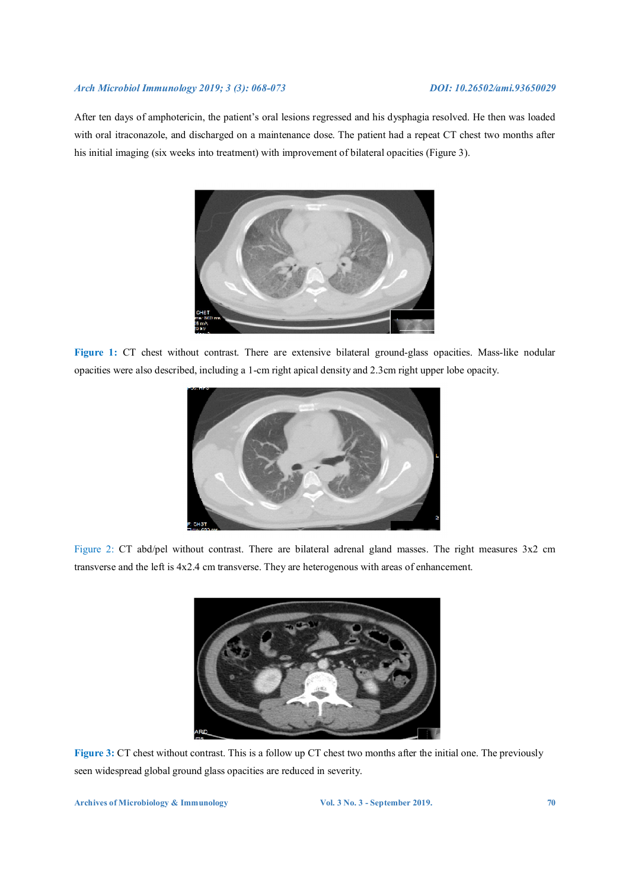After ten days of amphotericin, the patient's oral lesions regressed and his dysphagia resolved. He then was loaded with oral itraconazole, and discharged on a maintenance dose. The patient had a repeat CT chest two months after his initial imaging (six weeks into treatment) with improvement of bilateral opacities (Figure 3).

**Figure 1:** CT chest without contrast. There are extensive bilateral ground-glass opacities. Mass-like nodular opacities were also described, including a 1-cm right apical density and 2.3cm right upper lobe opacity.

Figure 2: CT abd/pel without contrast. There are bilateral adrenal gland masses. The right measures 3x2 cm transverse and the left is 4x2.4 cm transverse. They are heterogenous with areas of enhancement.

**Figure 3:** CT chest without contrast. This is a follow up CT chest two months after the initial one. The previously seen widespread global ground glass opacities are reduced in severity.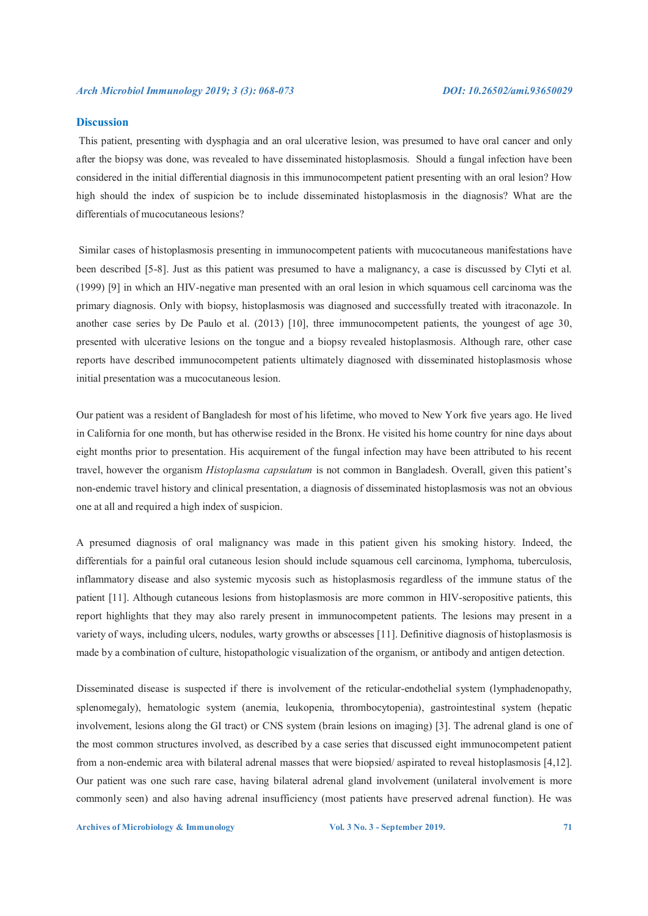## Discussion

This patient, presenting with dysphagia and an oral ulcerative lesion, was presumed to have oral cancer and only after the biopsy was done, was revealed to have disseminated histoplasmosis. Should a fungal infection have been considered in the initial differential diagnosis in this immunocompetent patient presenting with an oral lesion? How high should the index of suspicion be to include disseminated histoplasmosis in the diagnosis? What are the differentials of mucocutaneous lesions?

Similar cases of histoplasmosis presenting in immunocompetent patients with mucocutaneous manifestations have been described [5-8]. Just as this patient was presumed to have a malignancy, a case is discussed by Clyti et al. (1999) [9] in which an HIV-negative man presented with an oral lesion in which squamous cell carcinoma was the primary diagnosis. Only with biopsy, histoplasmosis was diagnosed and successfully treated with itraconazole. In another case series by De Paulo et al. (2013) [10], three immunocompetent patients, the youngest of age 30, presented with ulcerative lesions on the tongue and a biopsy revealed histoplasmosis. Although rare, other case reports have described immunocompetent patients ultimately diagnosed with disseminated histoplasmosis whose initial presentation was a mucocutaneous lesion.

Our patient was a resident of Bangladesh for most of his lifetime, who moved to New York five years ago. He lived in California for one month, but has otherwise resided in the Bronx. He visited his home country for nine days about eight months prior to presentation. His acquirement of the fungal infection may have been attributed to his recent travel, however the organism *Histoplasma capsulatum* is not common in Bangladesh. Overall, given this patient's non-endemic travel history and clinical presentation, a diagnosis of disseminated histoplasmosis was not an obvious one at all and required a high index of suspicion.

A presumed diagnosis of oral malignancy was made in this patient given his smoking history. Indeed, the differentials for a painful oral cutaneous lesion should include squamous cell carcinoma, lymphoma, tuberculosis, inflammatory disease and also systemic mycosis such as histoplasmosis regardless of the immune status of the patient [11]. Although cutaneous lesions from histoplasmosis are more common in HIV-seropositive patients, this report highlights that they may also rarely present in immunocompetent patients. The lesions may present in a variety of ways, including ulcers, nodules, warty growths or abscesses [11]. Definitive diagnosis of histoplasmosis is made by a combination of culture, histopathologic visualization of the organism, or antibody and antigen detection.

Disseminated disease is suspected if there is involvement of the reticular-endothelial system (lymphadenopathy, splenomegaly), hematologic system (anemia, leukopenia, thrombocytopenia), gastrointestinal system (hepatic involvement, lesions along the GI tract) or CNS system (brain lesions on imaging) [3]. The adrenal gland is one of the most common structures involved, as described by a case series that discussed eight immunocompetent patient from a non-endemic area with bilateral adrenal masses that were biopsied/ aspirated to reveal histoplasmosis [4,12]. Our patient was one such rare case, having bilateral adrenal gland involvement (unilateral involvement is more commonly seen) and also having adrenal insufficiency (most patients have preserved adrenal function). He was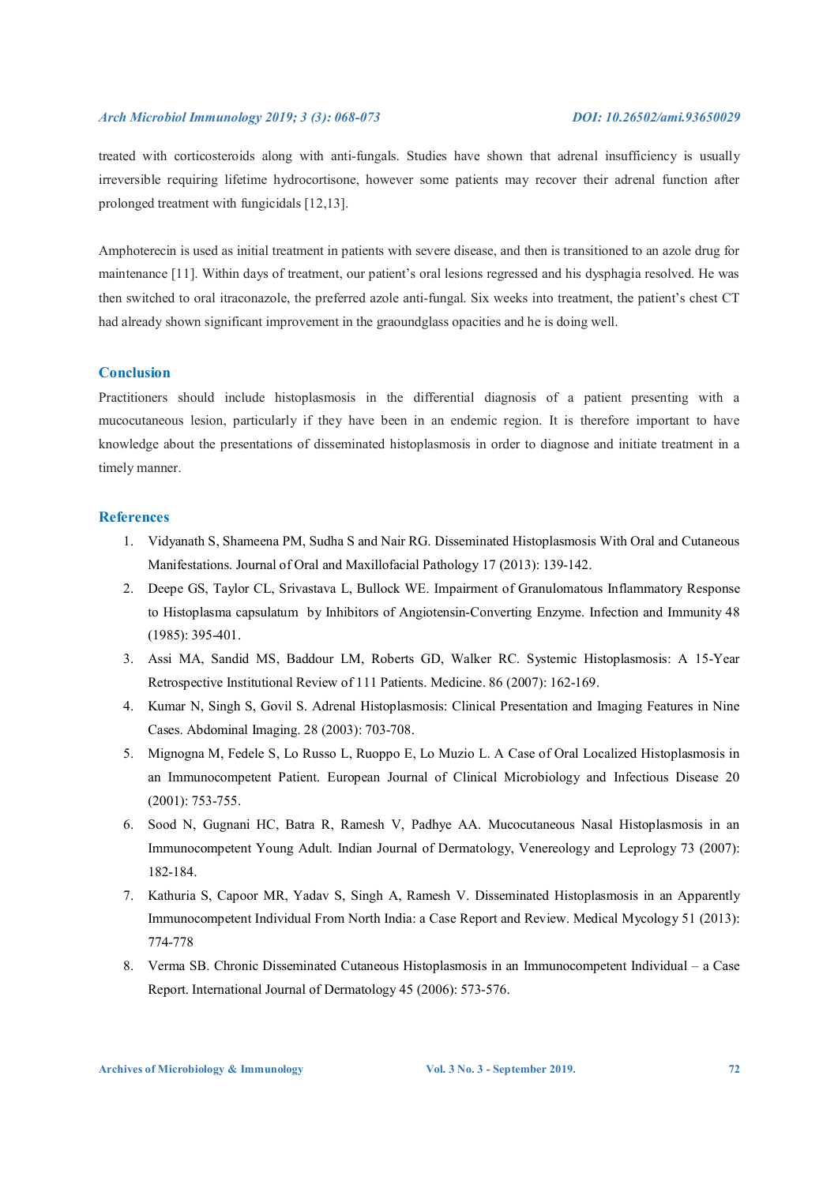treated with corticosteroids along with anti-fungals. Studies have shown that adrenal insufficiency is usually irreversible requiring lifetime hydrocortisone, however some patients may recover their adrenal function after prolonged treatment with fungicidals [12,13].

Amphoterecin is used as initial treatment in patients with severe disease, and then is transitioned to an azole drug for maintenance [11]. Within days of treatment, our patient's oral lesions regressed and his dysphagia resolved. He was then switched to oral itraconazole, the preferred azole anti-fungal. Six weeks into treatment, the patient's chest CT had already shown significant improvement in the graoundglass opacities and he is doing well.

## Conclusion

Practitioners should include histoplasmosis in the differential diagnosis of a patient presenting with a mucocutaneous lesion, particularly if they have been in an endemic region. It is therefore important to have knowledge about the presentations of disseminated histoplasmosis in order to diagnose and initiate treatment in a timely manner.

## References

1. Vidyanath S, Shameena PM, Sudha S and Nair RG. Disseminated Histoplasmosis With Oral and Cutaneous Manifestations. Journal of Oral and Maxillofacial Pathology 17 (2013): 139-142.
2. Deepe GS, Taylor CL, Srivastava L, Bullock WE. Impairment of Granulomatous Inflammatory Response to Histoplasma capsulatum by Inhibitors of Angiotensin-Converting Enzyme. Infection and Immunity 48 (1985): 395-401.
3. Assi MA, Sandid MS, Baddour LM, Roberts GD, Walker RC. Systemic Histoplasmosis: A 15-Year Retrospective Institutional Review of 111 Patients. Medicine. 86 (2007): 162-169.
4. Kumar N, Singh S, Govil S. Adrenal Histoplasmosis: Clinical Presentation and Imaging Features in Nine Cases. Abdominal Imaging. 28 (2003): 703-708.
5. Mignogna M, Fedele S, Lo Russo L, Ruoppo E, Lo Muzio L. A Case of Oral Localized Histoplasmosis in an Immunocompetent Patient. European Journal of Clinical Microbiology and Infectious Disease 20 (2001): 753-755.
6. Sood N, Gugnani HC, Batra R, Ramesh V, Padhye AA. Mucocutaneous Nasal Histoplasmosis in an Immunocompetent Young Adult. Indian Journal of Dermatology, Venereology and Leprology 73 (2007): 182-184.
7. Kathuria S, Capoor MR, Yadav S, Singh A, Ramesh V. Disseminated Histoplasmosis in an Apparently Immunocompetent Individual From North India: a Case Report and Review. Medical Mycology 51 (2013): 774-778
8. Verma SB. Chronic Disseminated Cutaneous Histoplasmosis in an Immunocompetent Individual – a Case Report. International Journal of Dermatology 45 (2006): 573-576.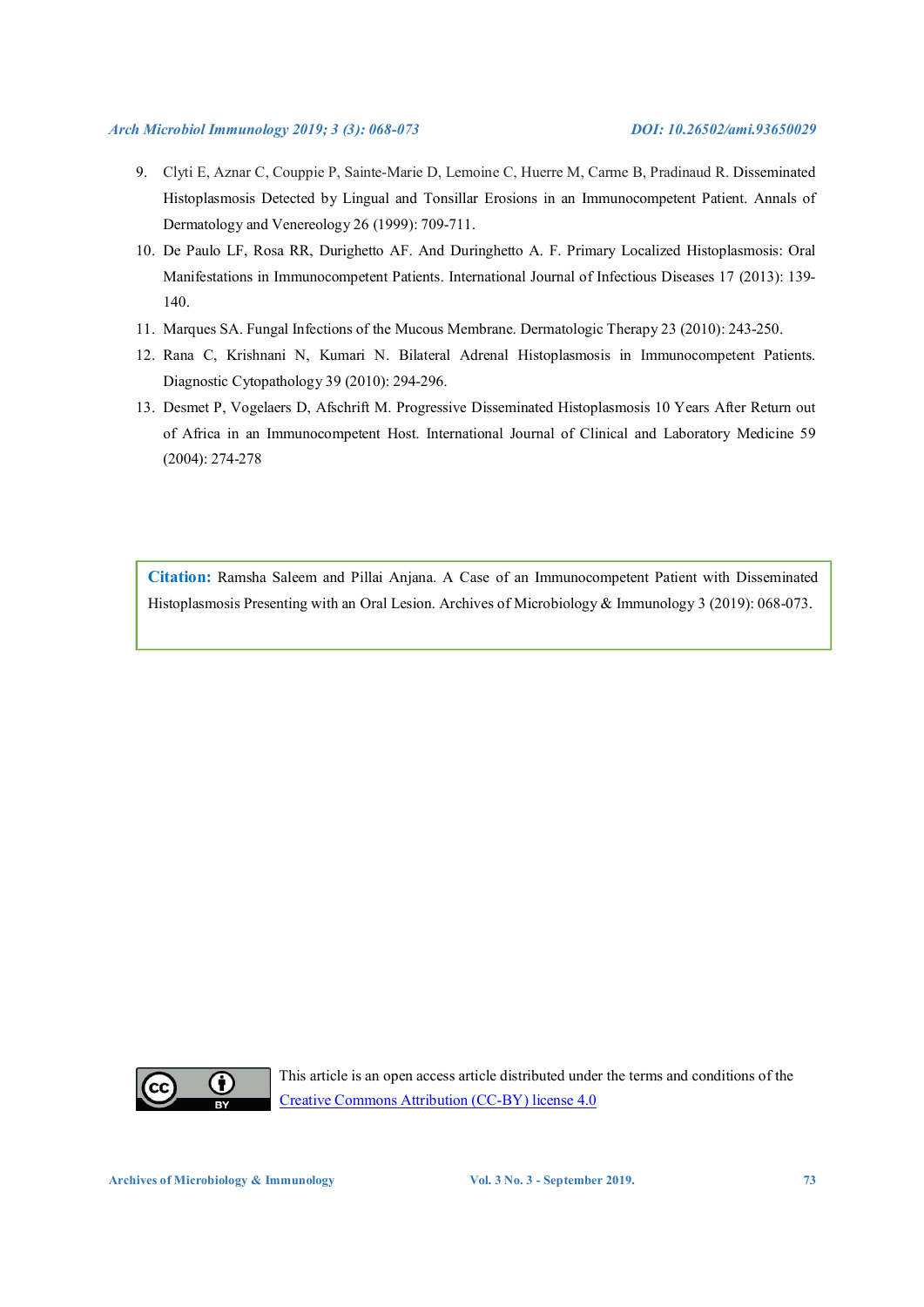9. Clyti E, Aznar C, Couppie P, Sainte-Marie D, Lemoine C, Huerre M, Carme B, Pradinaud R. Disseminated Histoplasmosis Detected by Lingual and Tonsillar Erosions in an Immunocompetent Patient. Annals of Dermatology and Venereology 26 (1999): 709-711.
10. De Paulo LF, Rosa RR, Durighetto AF. And Duringhetto A. F. Primary Localized Histoplasmosis: Oral Manifestations in Immunocompetent Patients. International Journal of Infectious Diseases 17 (2013): 139-140.
11. Marques SA. Fungal Infections of the Mucous Membrane. Dermatologic Therapy 23 (2010): 243-250.
12. Rana C, Krishnani N, Kumari N. Bilateral Adrenal Histoplasmosis in Immunocompetent Patients. Diagnostic Cytopathology 39 (2010): 294-296.
13. Desmet P, Vogelaers D, Afschrift M. Progressive Disseminated Histoplasmosis 10 Years After Return out of Africa in an Immunocompetent Host. International Journal of Clinical and Laboratory Medicine 59 (2004): 274-278

**Citation:** Ramsha Saleem and Pillai Anjana. A Case of an Immunocompetent Patient with Disseminated Histoplasmosis Presenting with an Oral Lesion. Archives of Microbiology & Immunology 3 (2019): 068-073.

This article is an open access article distributed under the terms and conditions of the [Creative Commons Attribution (CC-BY) license 4.0]